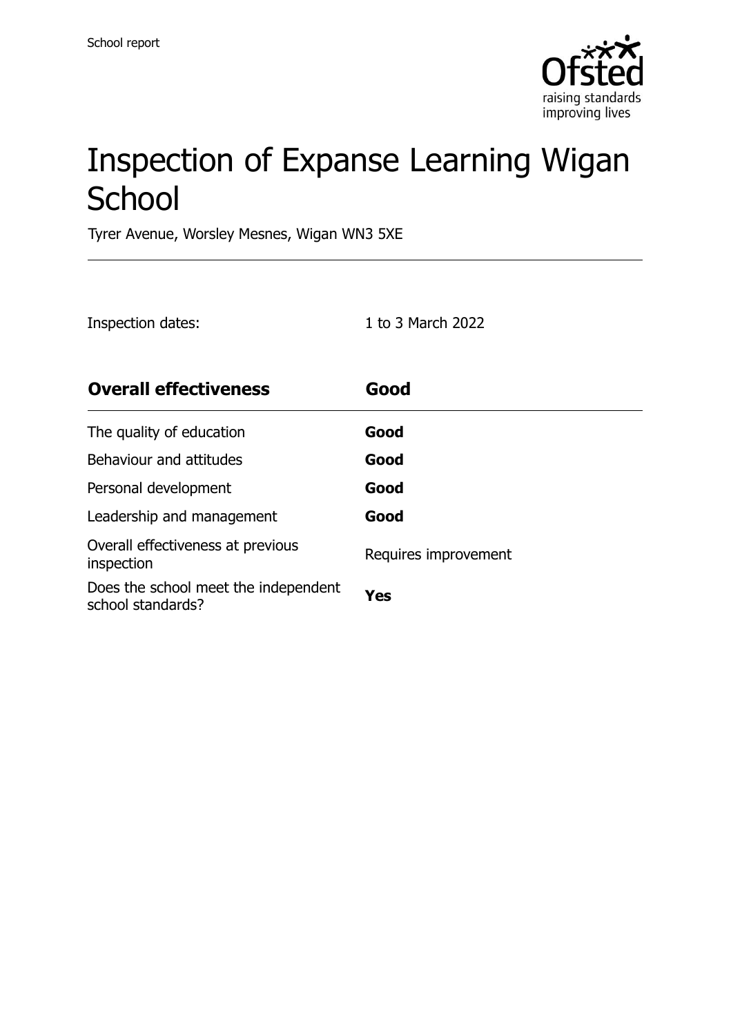School report

# Inspection of Expanse Learning Wigan School

Tyrer Avenue, Worsley Mesnes, Wigan WN3 5XE

| Inspection dates: | 1 to 3 March 2022 |
| --- | --- |

| **Overall effectiveness** | **Good** |
| --- | --- |
| The quality of education | **Good** |
| Behaviour and attitudes | **Good** |
| Personal development | **Good** |
| Leadership and management | **Good** |
| Overall effectiveness at previous inspection | Requires improvement |
| Does the school meet the independent school standards? | **Yes** |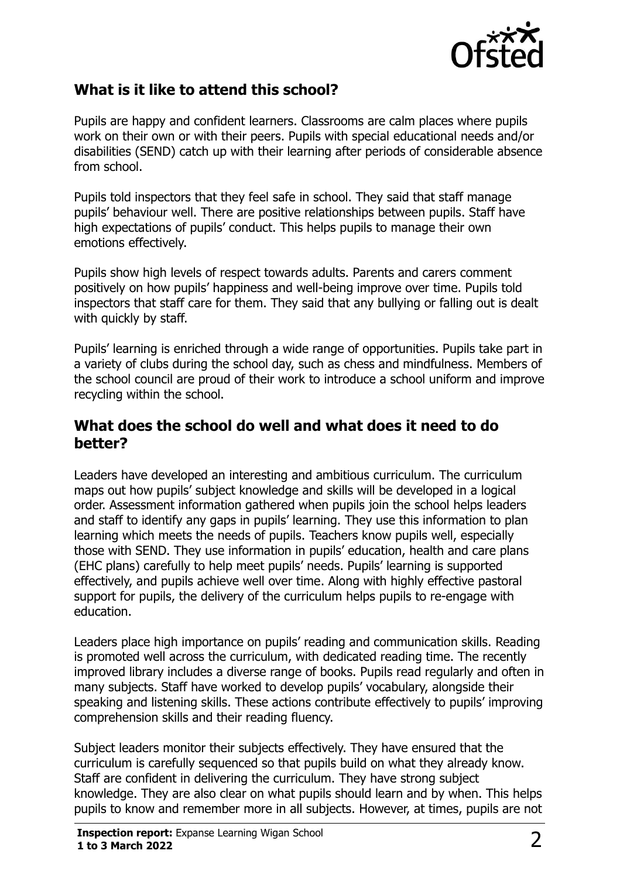## What is it like to attend this school?

Pupils are happy and confident learners. Classrooms are calm places where pupils work on their own or with their peers. Pupils with special educational needs and/or disabilities (SEND) catch up with their learning after periods of considerable absence from school.

Pupils told inspectors that they feel safe in school. They said that staff manage pupils' behaviour well. There are positive relationships between pupils. Staff have high expectations of pupils' conduct. This helps pupils to manage their own emotions effectively.

Pupils show high levels of respect towards adults. Parents and carers comment positively on how pupils' happiness and well-being improve over time. Pupils told inspectors that staff care for them. They said that any bullying or falling out is dealt with quickly by staff.

Pupils' learning is enriched through a wide range of opportunities. Pupils take part in a variety of clubs during the school day, such as chess and mindfulness. Members of the school council are proud of their work to introduce a school uniform and improve recycling within the school.

## What does the school do well and what does it need to do better?

Leaders have developed an interesting and ambitious curriculum. The curriculum maps out how pupils' subject knowledge and skills will be developed in a logical order. Assessment information gathered when pupils join the school helps leaders and staff to identify any gaps in pupils' learning. They use this information to plan learning which meets the needs of pupils. Teachers know pupils well, especially those with SEND. They use information in pupils' education, health and care plans (EHC plans) carefully to help meet pupils' needs. Pupils' learning is supported effectively, and pupils achieve well over time. Along with highly effective pastoral support for pupils, the delivery of the curriculum helps pupils to re-engage with education.

Leaders place high importance on pupils' reading and communication skills. Reading is promoted well across the curriculum, with dedicated reading time. The recently improved library includes a diverse range of books. Pupils read regularly and often in many subjects. Staff have worked to develop pupils' vocabulary, alongside their speaking and listening skills. These actions contribute effectively to pupils' improving comprehension skills and their reading fluency.

Subject leaders monitor their subjects effectively. They have ensured that the curriculum is carefully sequenced so that pupils build on what they already know. Staff are confident in delivering the curriculum. They have strong subject knowledge. They are also clear on what pupils should learn and by when. This helps pupils to know and remember more in all subjects. However, at times, pupils are not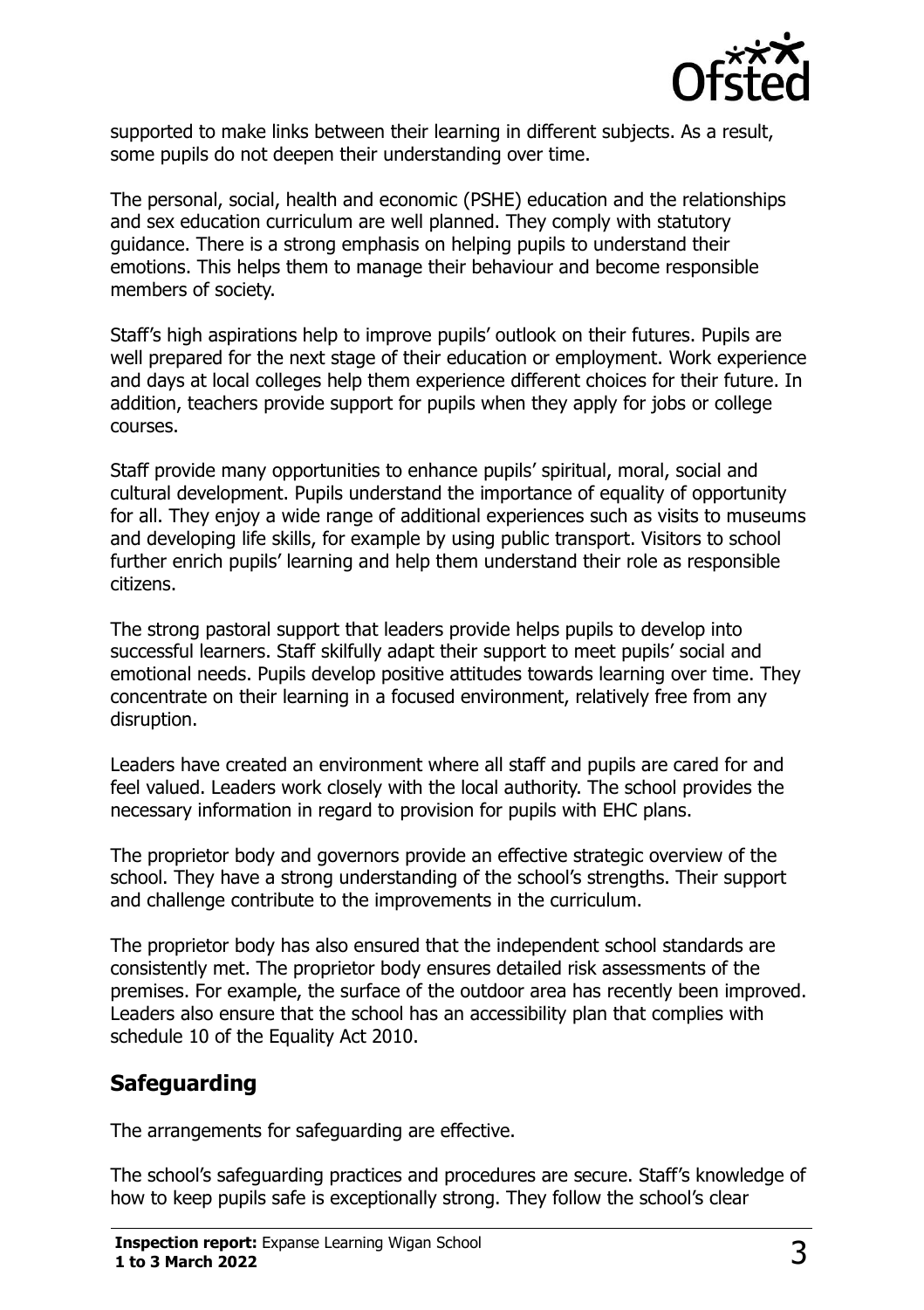supported to make links between their learning in different subjects. As a result, some pupils do not deepen their understanding over time.

The personal, social, health and economic (PSHE) education and the relationships and sex education curriculum are well planned. They comply with statutory guidance. There is a strong emphasis on helping pupils to understand their emotions. This helps them to manage their behaviour and become responsible members of society.

Staff's high aspirations help to improve pupils' outlook on their futures. Pupils are well prepared for the next stage of their education or employment. Work experience and days at local colleges help them experience different choices for their future. In addition, teachers provide support for pupils when they apply for jobs or college courses.

Staff provide many opportunities to enhance pupils' spiritual, moral, social and cultural development. Pupils understand the importance of equality of opportunity for all. They enjoy a wide range of additional experiences such as visits to museums and developing life skills, for example by using public transport. Visitors to school further enrich pupils' learning and help them understand their role as responsible citizens.

The strong pastoral support that leaders provide helps pupils to develop into successful learners. Staff skilfully adapt their support to meet pupils' social and emotional needs. Pupils develop positive attitudes towards learning over time. They concentrate on their learning in a focused environment, relatively free from any disruption.

Leaders have created an environment where all staff and pupils are cared for and feel valued. Leaders work closely with the local authority. The school provides the necessary information in regard to provision for pupils with EHC plans.

The proprietor body and governors provide an effective strategic overview of the school. They have a strong understanding of the school's strengths. Their support and challenge contribute to the improvements in the curriculum.

The proprietor body has also ensured that the independent school standards are consistently met. The proprietor body ensures detailed risk assessments of the premises. For example, the surface of the outdoor area has recently been improved. Leaders also ensure that the school has an accessibility plan that complies with schedule 10 of the Equality Act 2010.

## Safeguarding

The arrangements for safeguarding are effective.

The school's safeguarding practices and procedures are secure. Staff's knowledge of how to keep pupils safe is exceptionally strong. They follow the school's clear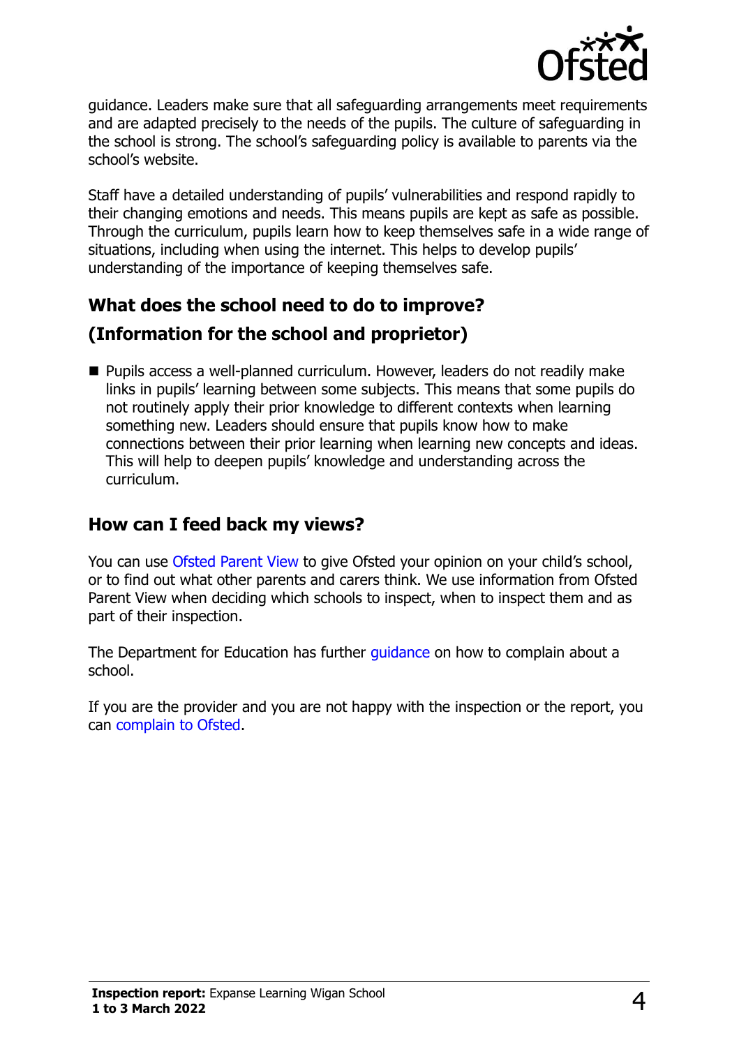guidance. Leaders make sure that all safeguarding arrangements meet requirements and are adapted precisely to the needs of the pupils. The culture of safeguarding in the school is strong. The school's safeguarding policy is available to parents via the school's website.

Staff have a detailed understanding of pupils' vulnerabilities and respond rapidly to their changing emotions and needs. This means pupils are kept as safe as possible. Through the curriculum, pupils learn how to keep themselves safe in a wide range of situations, including when using the internet. This helps to develop pupils' understanding of the importance of keeping themselves safe.

## What does the school need to do to improve?

## (Information for the school and proprietor)

- Pupils access a well-planned curriculum. However, leaders do not readily make links in pupils' learning between some subjects. This means that some pupils do not routinely apply their prior knowledge to different contexts when learning something new. Leaders should ensure that pupils know how to make connections between their prior learning when learning new concepts and ideas. This will help to deepen pupils' knowledge and understanding across the curriculum.

## How can I feed back my views?

You can use Ofsted Parent View to give Ofsted your opinion on your child's school, or to find out what other parents and carers think. We use information from Ofsted Parent View when deciding which schools to inspect, when to inspect them and as part of their inspection.

The Department for Education has further guidance on how to complain about a school.

If you are the provider and you are not happy with the inspection or the report, you can complain to Ofsted.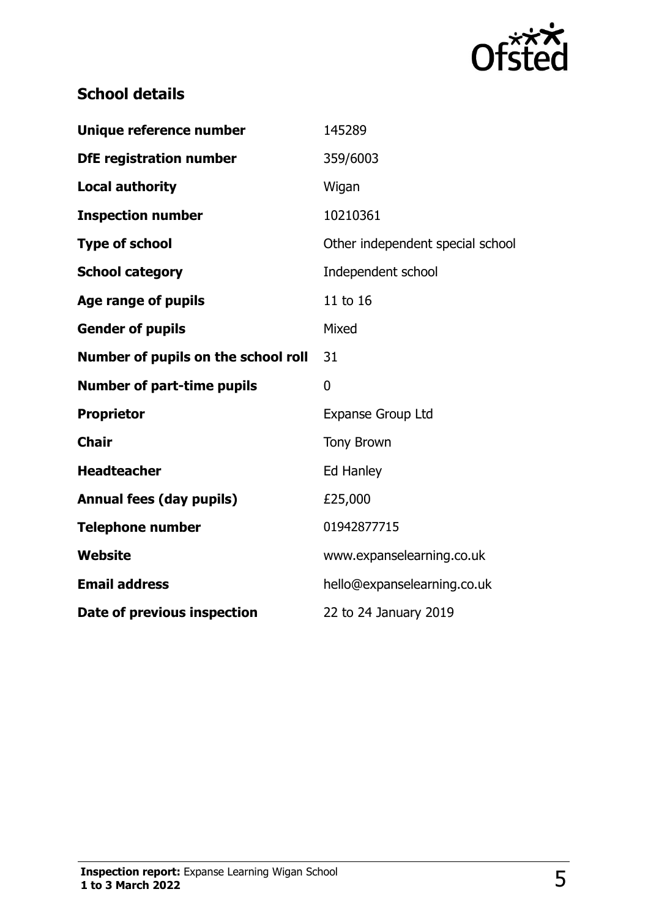## School details

| | |
|---|---|
| **Unique reference number** | 145289 |
| **DfE registration number** | 359/6003 |
| **Local authority** | Wigan |
| **Inspection number** | 10210361 |
| **Type of school** | Other independent special school |
| **School category** | Independent school |
| **Age range of pupils** | 11 to 16 |
| **Gender of pupils** | Mixed |
| **Number of pupils on the school roll** | 31 |
| **Number of part-time pupils** | 0 |
| **Proprietor** | Expanse Group Ltd |
| **Chair** | Tony Brown |
| **Headteacher** | Ed Hanley |
| **Annual fees (day pupils)** | £25,000 |
| **Telephone number** | 01942877715 |
| **Website** | www.expanselearning.co.uk |
| **Email address** | hello@expanselearning.co.uk |
| **Date of previous inspection** | 22 to 24 January 2019 |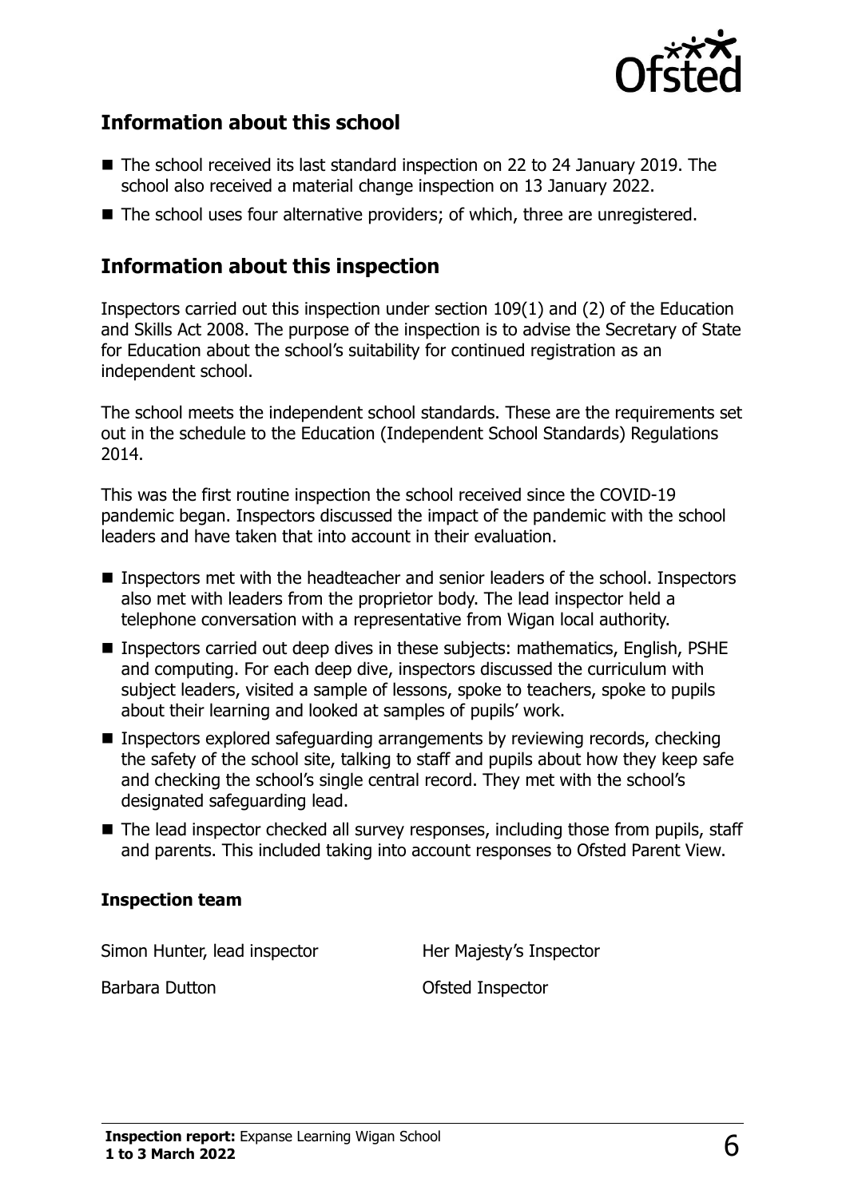## Information about this school

- The school received its last standard inspection on 22 to 24 January 2019. The school also received a material change inspection on 13 January 2022.
- The school uses four alternative providers; of which, three are unregistered.

## Information about this inspection

Inspectors carried out this inspection under section 109(1) and (2) of the Education and Skills Act 2008. The purpose of the inspection is to advise the Secretary of State for Education about the school's suitability for continued registration as an independent school.

The school meets the independent school standards. These are the requirements set out in the schedule to the Education (Independent School Standards) Regulations 2014.

This was the first routine inspection the school received since the COVID-19 pandemic began. Inspectors discussed the impact of the pandemic with the school leaders and have taken that into account in their evaluation.

- Inspectors met with the headteacher and senior leaders of the school. Inspectors also met with leaders from the proprietor body. The lead inspector held a telephone conversation with a representative from Wigan local authority.
- Inspectors carried out deep dives in these subjects: mathematics, English, PSHE and computing. For each deep dive, inspectors discussed the curriculum with subject leaders, visited a sample of lessons, spoke to teachers, spoke to pupils about their learning and looked at samples of pupils' work.
- Inspectors explored safeguarding arrangements by reviewing records, checking the safety of the school site, talking to staff and pupils about how they keep safe and checking the school's single central record. They met with the school's designated safeguarding lead.
- The lead inspector checked all survey responses, including those from pupils, staff and parents. This included taking into account responses to Ofsted Parent View.

### Inspection team

| | |
|---|---|
| Simon Hunter, lead inspector | Her Majesty's Inspector |
| Barbara Dutton | Ofsted Inspector |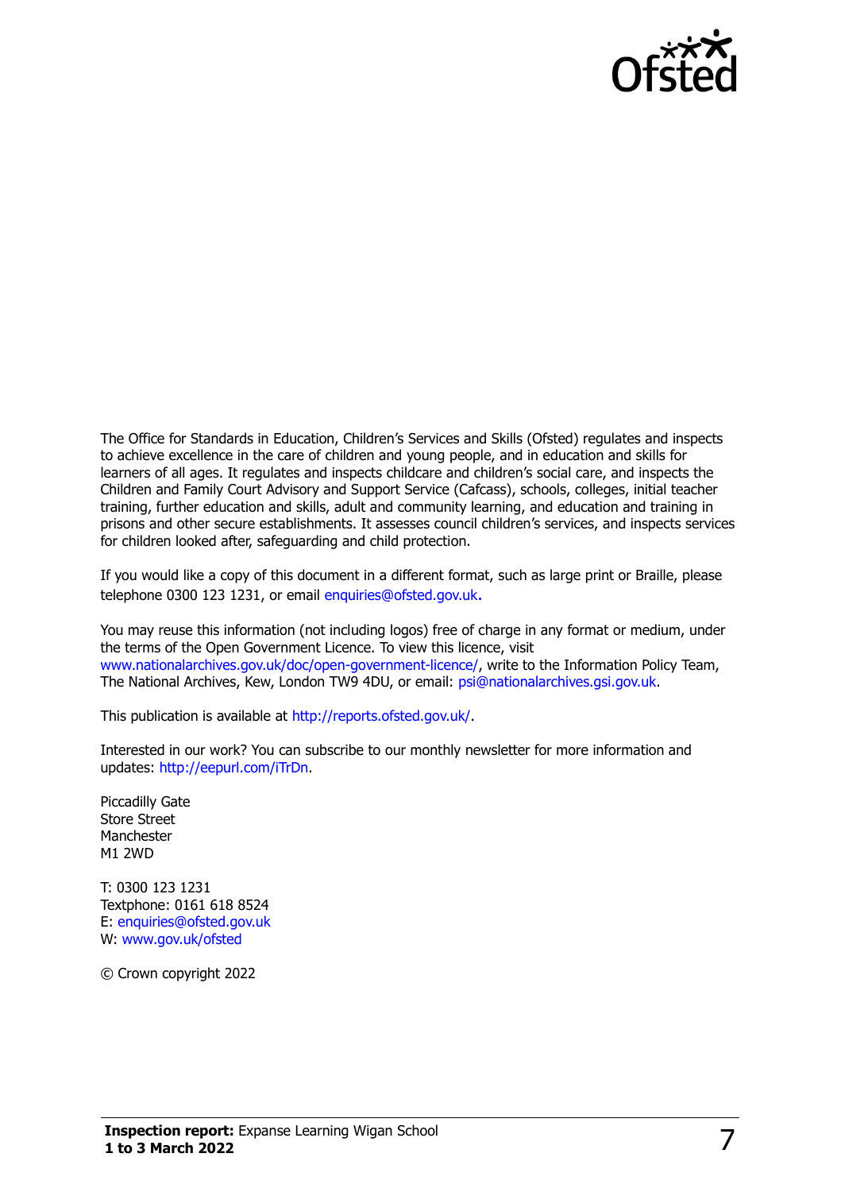The Office for Standards in Education, Children's Services and Skills (Ofsted) regulates and inspects to achieve excellence in the care of children and young people, and in education and skills for learners of all ages. It regulates and inspects childcare and children's social care, and inspects the Children and Family Court Advisory and Support Service (Cafcass), schools, colleges, initial teacher training, further education and skills, adult and community learning, and education and training in prisons and other secure establishments. It assesses council children's services, and inspects services for children looked after, safeguarding and child protection.

If you would like a copy of this document in a different format, such as large print or Braille, please telephone 0300 123 1231, or email enquiries@ofsted.gov.uk.

You may reuse this information (not including logos) free of charge in any format or medium, under the terms of the Open Government Licence. To view this licence, visit www.nationalarchives.gov.uk/doc/open-government-licence/, write to the Information Policy Team, The National Archives, Kew, London TW9 4DU, or email: psi@nationalarchives.gsi.gov.uk.

This publication is available at http://reports.ofsted.gov.uk/.

Interested in our work? You can subscribe to our monthly newsletter for more information and updates: http://eepurl.com/iTrDn.

Piccadilly Gate
Store Street
Manchester
M1 2WD

T: 0300 123 1231
Textphone: 0161 618 8524
E: enquiries@ofsted.gov.uk
W: www.gov.uk/ofsted

© Crown copyright 2022